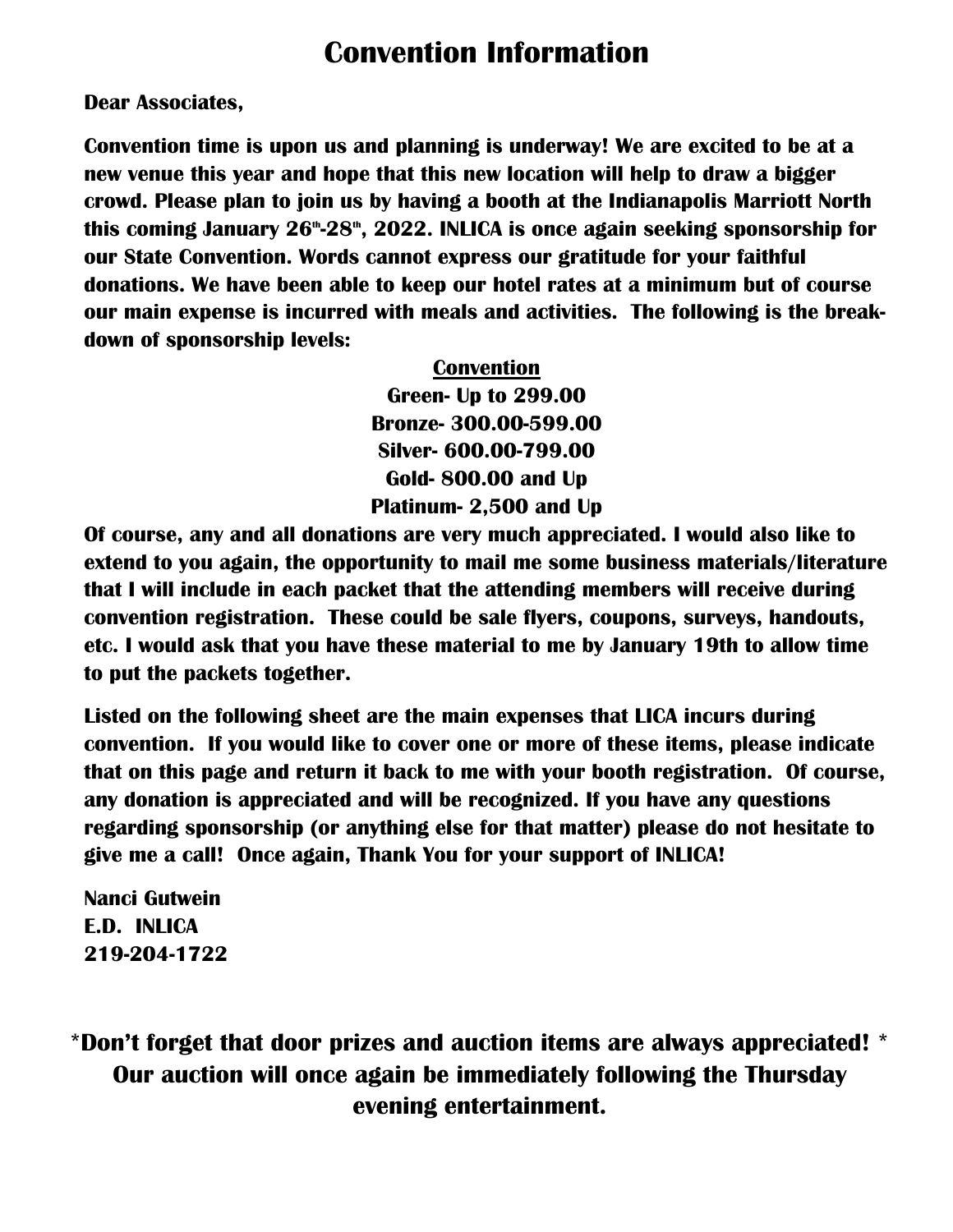# Convention Information

**Dear Associates,**

**Convention time is upon us and planning is underway! We are excited to be at a new venue this year and hope that this new location will help to draw a bigger crowd. Please plan to join us by having a booth at the Indianapolis Marriott North this coming January 26th-28th, 2022. INLICA is once again seeking sponsorship for our State Convention. Words cannot express our gratitude for your faithful donations. We have been able to keep our hotel rates at a minimum but of course our main expense is incurred with meals and activities. The following is the break-down of sponsorship levels:**

**<u>Convention</u>**
**Green- Up to 299.00**
**Bronze- 300.00-599.00**
**Silver- 600.00-799.00**
**Gold- 800.00 and Up**
**Platinum- 2,500 and Up**

**Of course, any and all donations are very much appreciated. I would also like to extend to you again, the opportunity to mail me some business materials/literature that I will include in each packet that the attending members will receive during convention registration. These could be sale flyers, coupons, surveys, handouts, etc. I would ask that you have these material to me by January 19th to allow time to put the packets together.**

**Listed on the following sheet are the main expenses that LICA incurs during convention. If you would like to cover one or more of these items, please indicate that on this page and return it back to me with your booth registration. Of course, any donation is appreciated and will be recognized. If you have any questions regarding sponsorship (or anything else for that matter) please do not hesitate to give me a call! Once again, Thank You for your support of INLICA!**

**Nanci Gutwein**
**E.D. INLICA**
**219-204-1722**

**\*Don't forget that door prizes and auction items are always appreciated! \***
**Our auction will once again be immediately following the Thursday evening entertainment.**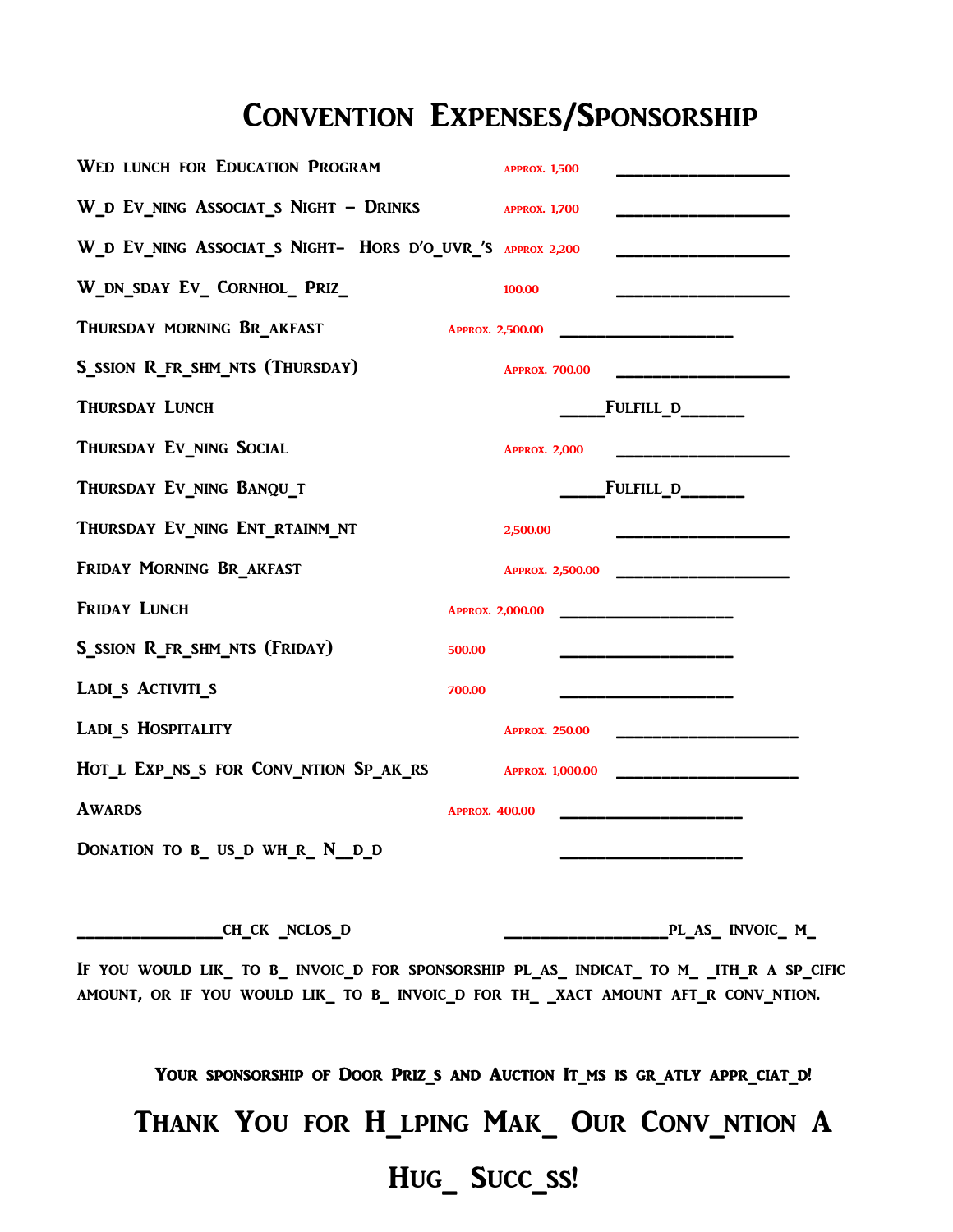# Convention Expenses/Sponsorship

| | | |
|---|---|---|
| Wed lunch for Education Program | approx. 1,500 | ____________________ |
| W_d Ev_ning Associat_s Night – Drinks | approx. 1,700 | ____________________ |
| W_d Ev_ning Associat_s Night- Hors d'o_uvr_'s | approx 2,200 | ____________________ |
| W_dn_sday Ev_ Cornhol_ Priz_ | 100.00 | ____________________ |
| Thursday morning Br_akfast | Approx. 2,500.00 | ____________________ |
| S_ssion R_fr_shm_nts (Thursday) | Approx. 700.00 | ____________________ |
| Thursday Lunch | | _____Fulfill_d_______ |
| Thursday Ev_ning Social | Approx. 2,000 | ____________________ |
| Thursday Ev_ning Banqu_t | | _____Fulfill_d_______ |
| Thursday Ev_ning Ent_rtainm_nt | 2,500.00 | ____________________ |
| Friday Morning Br_akfast | Approx. 2,500.00 | ____________________ |
| Friday Lunch | Approx. 2,000.00 | ____________________ |
| S_ssion R_fr_shm_nts (Friday) | 500.00 | ____________________ |
| Ladi_s Activiti_s | 700.00 | ____________________ |
| Ladi_s Hospitality | Approx. 250.00 | ____________________ |
| Hot_l Exp_ns_s for Conv_ntion Sp_ak_rs | Approx. 1,000.00 | ____________________ |
| Awards | Approx. 400.00 | ____________________ |
| Donation to b_ us_d wh_r_ N__d_d | | ____________________ |

________________Ch_ck _nclos_d ____________________Pl_as_ invoic_ m_

If you would lik_ to b_ invoic_d for sponsorship pl_as_ indicat_ to m_ _ith_r a sp_cific amount, or if you would lik_ to b_ invoic_d for th_ _xact amount aft_r conv_ntion.

**Your sponsorship of Door Priz_s and Auction It_ms is gr_atly appr_ciat_d!**

## Thank You for H_lping Mak_ Our Conv_ntion A Hug_ Succ_ss!